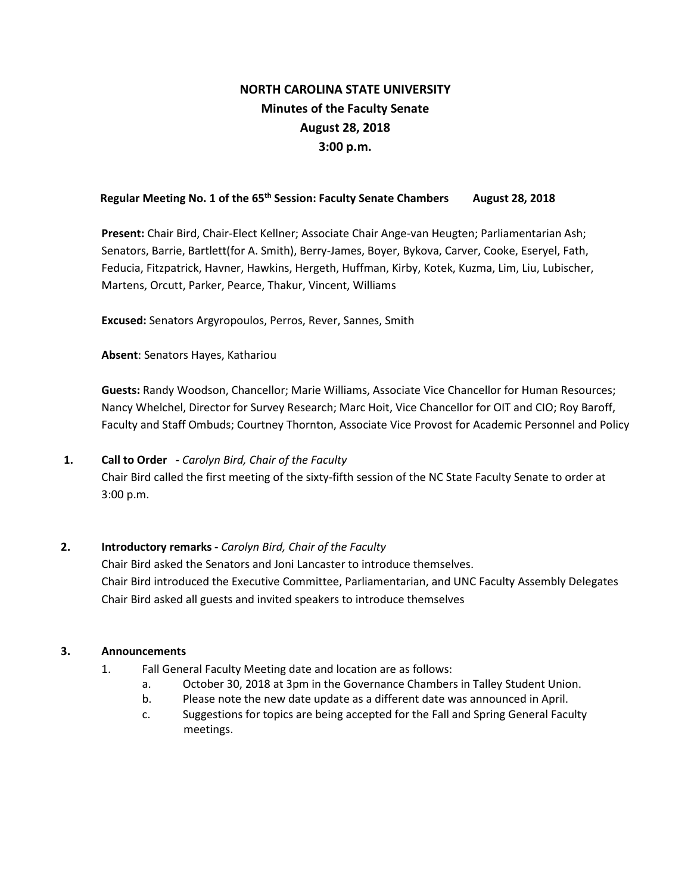# NORTH CAROLINA STATE UNIVERSITY
## Minutes of the Faculty Senate
## August 28, 2018
## 3:00 p.m.

**Regular Meeting No. 1 of the 65th Session: Faculty Senate Chambers August 28, 2018**

**Present:** Chair Bird, Chair-Elect Kellner; Associate Chair Ange-van Heugten; Parliamentarian Ash; Senators, Barrie, Bartlett(for A. Smith), Berry-James, Boyer, Bykova, Carver, Cooke, Eseryel, Fath, Feducia, Fitzpatrick, Havner, Hawkins, Hergeth, Huffman, Kirby, Kotek, Kuzma, Lim, Liu, Lubischer, Martens, Orcutt, Parker, Pearce, Thakur, Vincent, Williams

**Excused:** Senators Argyropoulos, Perros, Rever, Sannes, Smith

**Absent**: Senators Hayes, Kathariou

**Guests:** Randy Woodson, Chancellor; Marie Williams, Associate Vice Chancellor for Human Resources; Nancy Whelchel, Director for Survey Research; Marc Hoit, Vice Chancellor for OIT and CIO; Roy Baroff, Faculty and Staff Ombuds; Courtney Thornton, Associate Vice Provost for Academic Personnel and Policy

1. **Call to Order -** *Carolyn Bird, Chair of the Faculty*
   Chair Bird called the first meeting of the sixty-fifth session of the NC State Faculty Senate to order at 3:00 p.m.

2. **Introductory remarks -** *Carolyn Bird, Chair of the Faculty*
   Chair Bird asked the Senators and Joni Lancaster to introduce themselves.
   Chair Bird introduced the Executive Committee, Parliamentarian, and UNC Faculty Assembly Delegates
   Chair Bird asked all guests and invited speakers to introduce themselves

3. **Announcements**
   1. Fall General Faculty Meeting date and location are as follows:
      a. October 30, 2018 at 3pm in the Governance Chambers in Talley Student Union.
      b. Please note the new date update as a different date was announced in April.
      c. Suggestions for topics are being accepted for the Fall and Spring General Faculty meetings.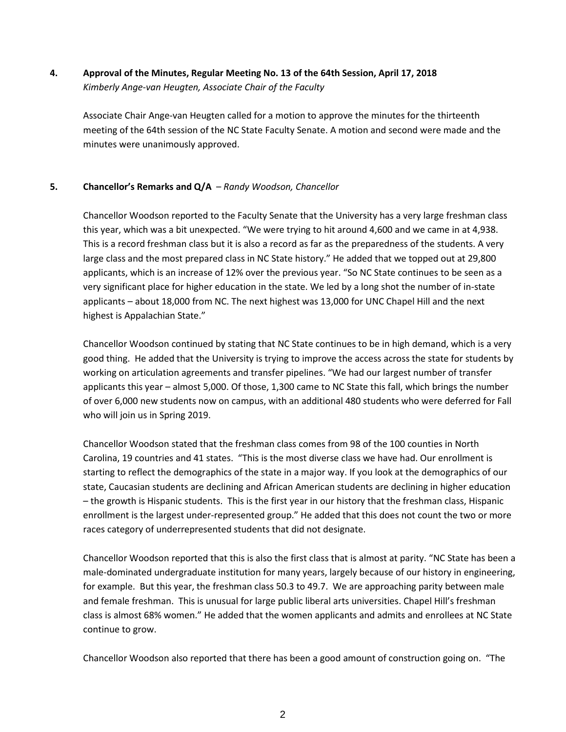**4. Approval of the Minutes, Regular Meeting No. 13 of the 64th Session, April 17, 2018**
*Kimberly Ange-van Heugten, Associate Chair of the Faculty*

Associate Chair Ange-van Heugten called for a motion to approve the minutes for the thirteenth meeting of the 64th session of the NC State Faculty Senate. A motion and second were made and the minutes were unanimously approved.

**5. Chancellor's Remarks and Q/A** – *Randy Woodson, Chancellor*

Chancellor Woodson reported to the Faculty Senate that the University has a very large freshman class this year, which was a bit unexpected. "We were trying to hit around 4,600 and we came in at 4,938. This is a record freshman class but it is also a record as far as the preparedness of the students. A very large class and the most prepared class in NC State history." He added that we topped out at 29,800 applicants, which is an increase of 12% over the previous year. "So NC State continues to be seen as a very significant place for higher education in the state. We led by a long shot the number of in-state applicants – about 18,000 from NC. The next highest was 13,000 for UNC Chapel Hill and the next highest is Appalachian State."

Chancellor Woodson continued by stating that NC State continues to be in high demand, which is a very good thing. He added that the University is trying to improve the access across the state for students by working on articulation agreements and transfer pipelines. "We had our largest number of transfer applicants this year – almost 5,000. Of those, 1,300 came to NC State this fall, which brings the number of over 6,000 new students now on campus, with an additional 480 students who were deferred for Fall who will join us in Spring 2019.

Chancellor Woodson stated that the freshman class comes from 98 of the 100 counties in North Carolina, 19 countries and 41 states. "This is the most diverse class we have had. Our enrollment is starting to reflect the demographics of the state in a major way. If you look at the demographics of our state, Caucasian students are declining and African American students are declining in higher education – the growth is Hispanic students. This is the first year in our history that the freshman class, Hispanic enrollment is the largest under-represented group." He added that this does not count the two or more races category of underrepresented students that did not designate.

Chancellor Woodson reported that this is also the first class that is almost at parity. "NC State has been a male-dominated undergraduate institution for many years, largely because of our history in engineering, for example. But this year, the freshman class 50.3 to 49.7. We are approaching parity between male and female freshman. This is unusual for large public liberal arts universities. Chapel Hill's freshman class is almost 68% women." He added that the women applicants and admits and enrollees at NC State continue to grow.

Chancellor Woodson also reported that there has been a good amount of construction going on. "The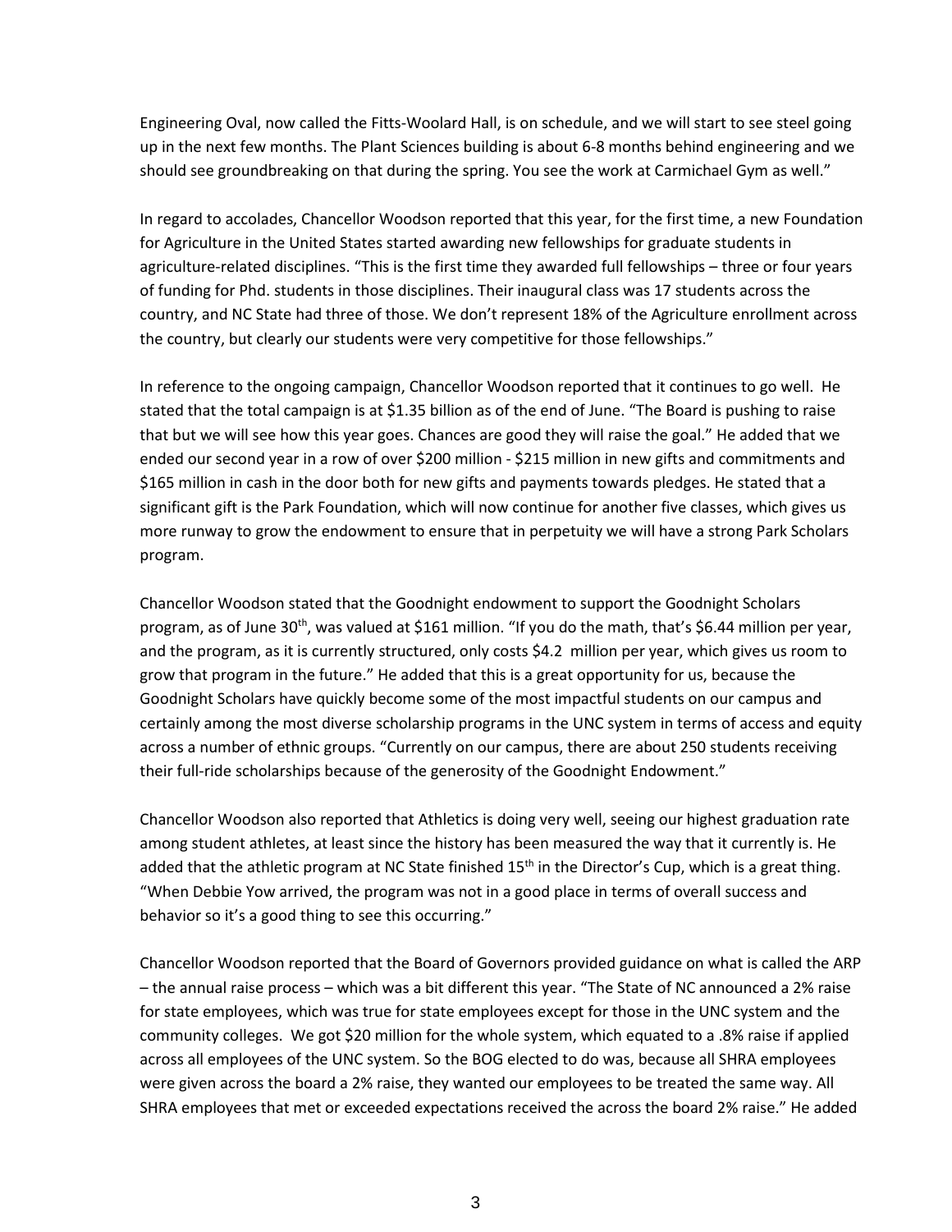Engineering Oval, now called the Fitts-Woolard Hall, is on schedule, and we will start to see steel going up in the next few months. The Plant Sciences building is about 6-8 months behind engineering and we should see groundbreaking on that during the spring. You see the work at Carmichael Gym as well."

In regard to accolades, Chancellor Woodson reported that this year, for the first time, a new Foundation for Agriculture in the United States started awarding new fellowships for graduate students in agriculture-related disciplines. "This is the first time they awarded full fellowships – three or four years of funding for Phd. students in those disciplines. Their inaugural class was 17 students across the country, and NC State had three of those. We don't represent 18% of the Agriculture enrollment across the country, but clearly our students were very competitive for those fellowships."

In reference to the ongoing campaign, Chancellor Woodson reported that it continues to go well. He stated that the total campaign is at $1.35 billion as of the end of June. "The Board is pushing to raise that but we will see how this year goes. Chances are good they will raise the goal." He added that we ended our second year in a row of over $200 million - $215 million in new gifts and commitments and $165 million in cash in the door both for new gifts and payments towards pledges. He stated that a significant gift is the Park Foundation, which will now continue for another five classes, which gives us more runway to grow the endowment to ensure that in perpetuity we will have a strong Park Scholars program.

Chancellor Woodson stated that the Goodnight endowment to support the Goodnight Scholars program, as of June 30th, was valued at $161 million. "If you do the math, that's $6.44 million per year, and the program, as it is currently structured, only costs $4.2 million per year, which gives us room to grow that program in the future." He added that this is a great opportunity for us, because the Goodnight Scholars have quickly become some of the most impactful students on our campus and certainly among the most diverse scholarship programs in the UNC system in terms of access and equity across a number of ethnic groups. "Currently on our campus, there are about 250 students receiving their full-ride scholarships because of the generosity of the Goodnight Endowment."

Chancellor Woodson also reported that Athletics is doing very well, seeing our highest graduation rate among student athletes, at least since the history has been measured the way that it currently is. He added that the athletic program at NC State finished 15th in the Director's Cup, which is a great thing. "When Debbie Yow arrived, the program was not in a good place in terms of overall success and behavior so it's a good thing to see this occurring."

Chancellor Woodson reported that the Board of Governors provided guidance on what is called the ARP – the annual raise process – which was a bit different this year. "The State of NC announced a 2% raise for state employees, which was true for state employees except for those in the UNC system and the community colleges. We got $20 million for the whole system, which equated to a .8% raise if applied across all employees of the UNC system. So the BOG elected to do was, because all SHRA employees were given across the board a 2% raise, they wanted our employees to be treated the same way. All SHRA employees that met or exceeded expectations received the across the board 2% raise." He added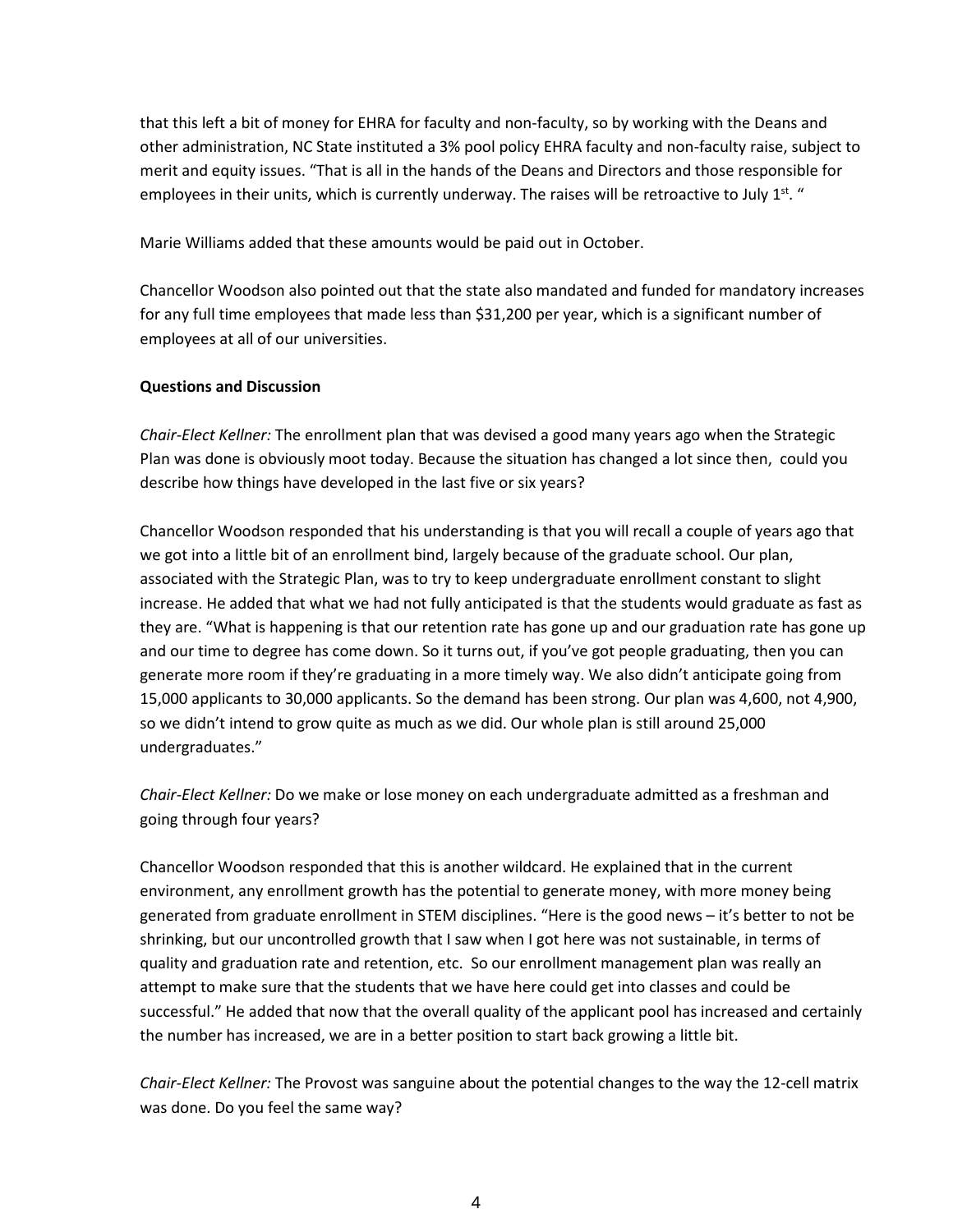that this left a bit of money for EHRA for faculty and non-faculty, so by working with the Deans and other administration, NC State instituted a 3% pool policy EHRA faculty and non-faculty raise, subject to merit and equity issues. “That is all in the hands of the Deans and Directors and those responsible for employees in their units, which is currently underway. The raises will be retroactive to July 1st. “

Marie Williams added that these amounts would be paid out in October.

Chancellor Woodson also pointed out that the state also mandated and funded for mandatory increases for any full time employees that made less than $31,200 per year, which is a significant number of employees at all of our universities.

**Questions and Discussion**

*Chair-Elect Kellner:* The enrollment plan that was devised a good many years ago when the Strategic Plan was done is obviously moot today. Because the situation has changed a lot since then, could you describe how things have developed in the last five or six years?

Chancellor Woodson responded that his understanding is that you will recall a couple of years ago that we got into a little bit of an enrollment bind, largely because of the graduate school. Our plan, associated with the Strategic Plan, was to try to keep undergraduate enrollment constant to slight increase. He added that what we had not fully anticipated is that the students would graduate as fast as they are. “What is happening is that our retention rate has gone up and our graduation rate has gone up and our time to degree has come down. So it turns out, if you’ve got people graduating, then you can generate more room if they’re graduating in a more timely way. We also didn’t anticipate going from 15,000 applicants to 30,000 applicants. So the demand has been strong. Our plan was 4,600, not 4,900, so we didn’t intend to grow quite as much as we did. Our whole plan is still around 25,000 undergraduates.”

*Chair-Elect Kellner:* Do we make or lose money on each undergraduate admitted as a freshman and going through four years?

Chancellor Woodson responded that this is another wildcard. He explained that in the current environment, any enrollment growth has the potential to generate money, with more money being generated from graduate enrollment in STEM disciplines. “Here is the good news – it’s better to not be shrinking, but our uncontrolled growth that I saw when I got here was not sustainable, in terms of quality and graduation rate and retention, etc. So our enrollment management plan was really an attempt to make sure that the students that we have here could get into classes and could be successful.” He added that now that the overall quality of the applicant pool has increased and certainly the number has increased, we are in a better position to start back growing a little bit.

*Chair-Elect Kellner:* The Provost was sanguine about the potential changes to the way the 12-cell matrix was done. Do you feel the same way?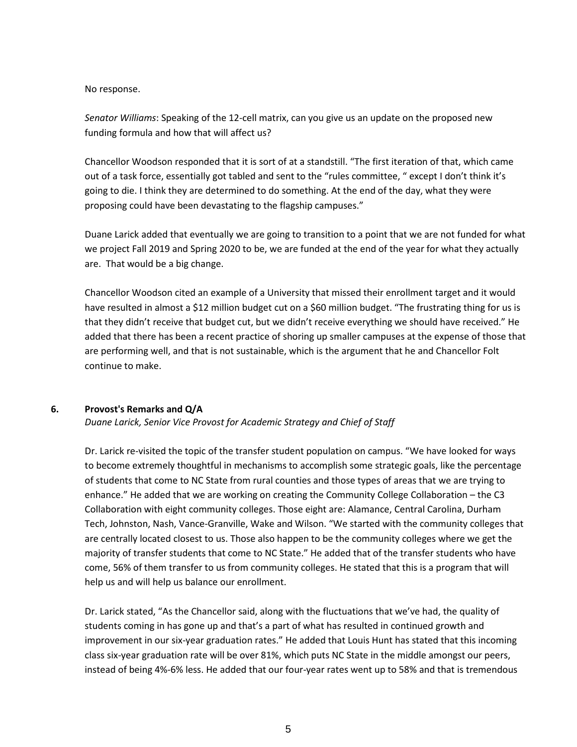No response.

*Senator Williams*: Speaking of the 12-cell matrix, can you give us an update on the proposed new funding formula and how that will affect us?

Chancellor Woodson responded that it is sort of at a standstill. "The first iteration of that, which came out of a task force, essentially got tabled and sent to the "rules committee, " except I don't think it's going to die. I think they are determined to do something. At the end of the day, what they were proposing could have been devastating to the flagship campuses."

Duane Larick added that eventually we are going to transition to a point that we are not funded for what we project Fall 2019 and Spring 2020 to be, we are funded at the end of the year for what they actually are. That would be a big change.

Chancellor Woodson cited an example of a University that missed their enrollment target and it would have resulted in almost a $12 million budget cut on a $60 million budget. "The frustrating thing for us is that they didn't receive that budget cut, but we didn't receive everything we should have received." He added that there has been a recent practice of shoring up smaller campuses at the expense of those that are performing well, and that is not sustainable, which is the argument that he and Chancellor Folt continue to make.

## 6. Provost's Remarks and Q/A

*Duane Larick, Senior Vice Provost for Academic Strategy and Chief of Staff*

Dr. Larick re-visited the topic of the transfer student population on campus. "We have looked for ways to become extremely thoughtful in mechanisms to accomplish some strategic goals, like the percentage of students that come to NC State from rural counties and those types of areas that we are trying to enhance." He added that we are working on creating the Community College Collaboration – the C3 Collaboration with eight community colleges. Those eight are: Alamance, Central Carolina, Durham Tech, Johnston, Nash, Vance-Granville, Wake and Wilson. "We started with the community colleges that are centrally located closest to us. Those also happen to be the community colleges where we get the majority of transfer students that come to NC State." He added that of the transfer students who have come, 56% of them transfer to us from community colleges. He stated that this is a program that will help us and will help us balance our enrollment.

Dr. Larick stated, "As the Chancellor said, along with the fluctuations that we've had, the quality of students coming in has gone up and that's a part of what has resulted in continued growth and improvement in our six-year graduation rates." He added that Louis Hunt has stated that this incoming class six-year graduation rate will be over 81%, which puts NC State in the middle amongst our peers, instead of being 4%-6% less. He added that our four-year rates went up to 58% and that is tremendous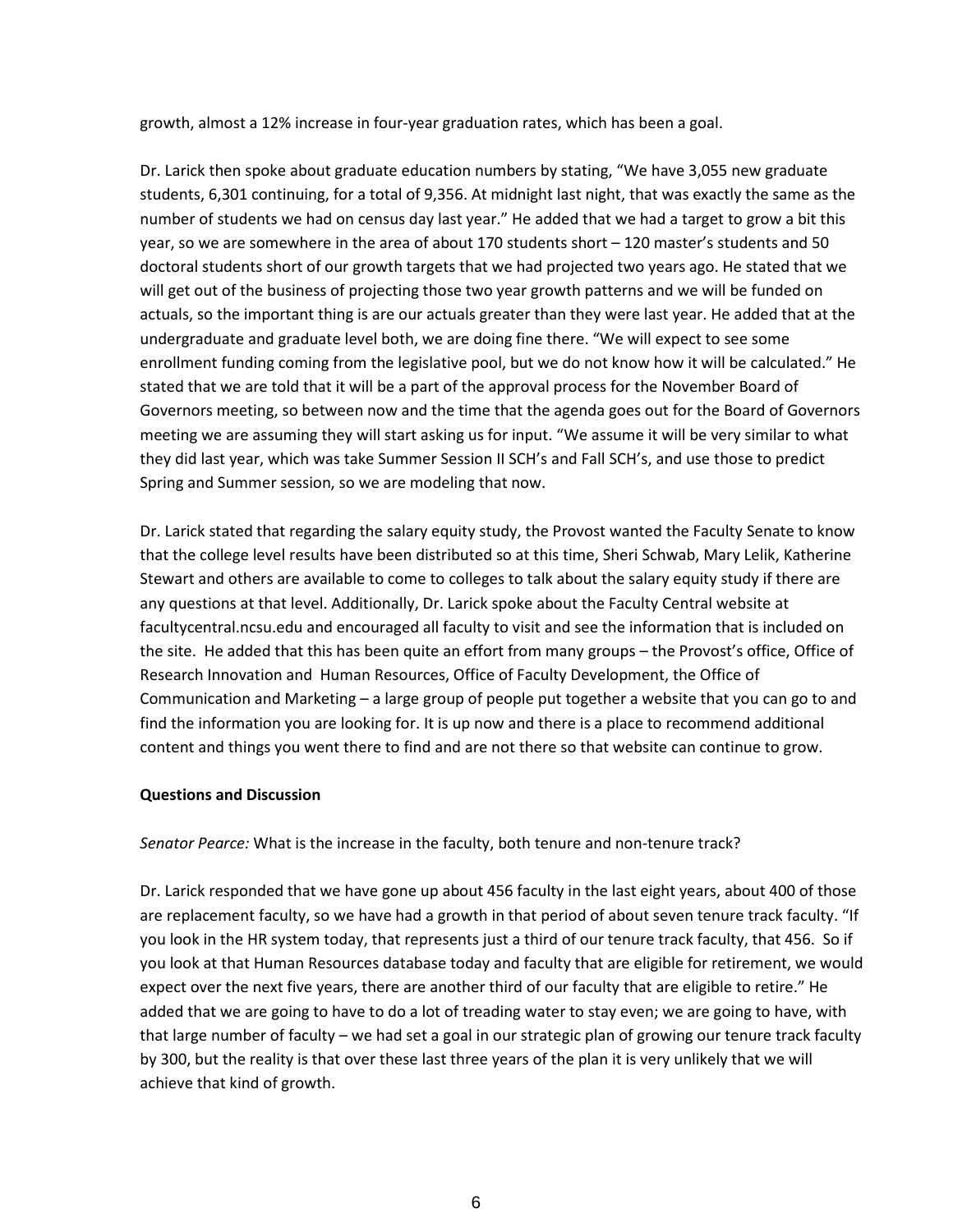growth, almost a 12% increase in four-year graduation rates, which has been a goal.

Dr. Larick then spoke about graduate education numbers by stating, "We have 3,055 new graduate students, 6,301 continuing, for a total of 9,356. At midnight last night, that was exactly the same as the number of students we had on census day last year." He added that we had a target to grow a bit this year, so we are somewhere in the area of about 170 students short – 120 master's students and 50 doctoral students short of our growth targets that we had projected two years ago. He stated that we will get out of the business of projecting those two year growth patterns and we will be funded on actuals, so the important thing is are our actuals greater than they were last year. He added that at the undergraduate and graduate level both, we are doing fine there. "We will expect to see some enrollment funding coming from the legislative pool, but we do not know how it will be calculated." He stated that we are told that it will be a part of the approval process for the November Board of Governors meeting, so between now and the time that the agenda goes out for the Board of Governors meeting we are assuming they will start asking us for input. "We assume it will be very similar to what they did last year, which was take Summer Session II SCH's and Fall SCH's, and use those to predict Spring and Summer session, so we are modeling that now.

Dr. Larick stated that regarding the salary equity study, the Provost wanted the Faculty Senate to know that the college level results have been distributed so at this time, Sheri Schwab, Mary Lelik, Katherine Stewart and others are available to come to colleges to talk about the salary equity study if there are any questions at that level. Additionally, Dr. Larick spoke about the Faculty Central website at facultycentral.ncsu.edu and encouraged all faculty to visit and see the information that is included on the site. He added that this has been quite an effort from many groups – the Provost's office, Office of Research Innovation and Human Resources, Office of Faculty Development, the Office of Communication and Marketing – a large group of people put together a website that you can go to and find the information you are looking for. It is up now and there is a place to recommend additional content and things you went there to find and are not there so that website can continue to grow.

**Questions and Discussion**

*Senator Pearce:* What is the increase in the faculty, both tenure and non-tenure track?

Dr. Larick responded that we have gone up about 456 faculty in the last eight years, about 400 of those are replacement faculty, so we have had a growth in that period of about seven tenure track faculty. "If you look in the HR system today, that represents just a third of our tenure track faculty, that 456. So if you look at that Human Resources database today and faculty that are eligible for retirement, we would expect over the next five years, there are another third of our faculty that are eligible to retire." He added that we are going to have to do a lot of treading water to stay even; we are going to have, with that large number of faculty – we had set a goal in our strategic plan of growing our tenure track faculty by 300, but the reality is that over these last three years of the plan it is very unlikely that we will achieve that kind of growth.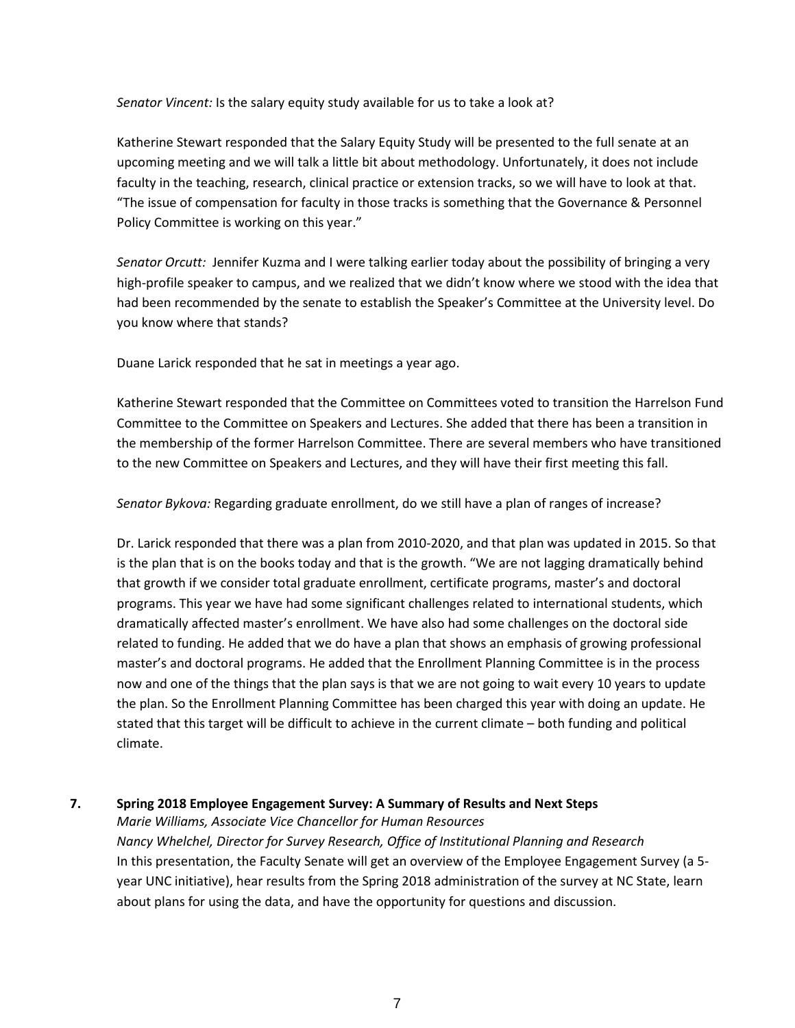*Senator Vincent:* Is the salary equity study available for us to take a look at?

Katherine Stewart responded that the Salary Equity Study will be presented to the full senate at an upcoming meeting and we will talk a little bit about methodology. Unfortunately, it does not include faculty in the teaching, research, clinical practice or extension tracks, so we will have to look at that. "The issue of compensation for faculty in those tracks is something that the Governance & Personnel Policy Committee is working on this year."

*Senator Orcutt:* Jennifer Kuzma and I were talking earlier today about the possibility of bringing a very high-profile speaker to campus, and we realized that we didn't know where we stood with the idea that had been recommended by the senate to establish the Speaker's Committee at the University level. Do you know where that stands?

Duane Larick responded that he sat in meetings a year ago.

Katherine Stewart responded that the Committee on Committees voted to transition the Harrelson Fund Committee to the Committee on Speakers and Lectures. She added that there has been a transition in the membership of the former Harrelson Committee. There are several members who have transitioned to the new Committee on Speakers and Lectures, and they will have their first meeting this fall.

*Senator Bykova:* Regarding graduate enrollment, do we still have a plan of ranges of increase?

Dr. Larick responded that there was a plan from 2010-2020, and that plan was updated in 2015. So that is the plan that is on the books today and that is the growth. "We are not lagging dramatically behind that growth if we consider total graduate enrollment, certificate programs, master's and doctoral programs. This year we have had some significant challenges related to international students, which dramatically affected master's enrollment. We have also had some challenges on the doctoral side related to funding. He added that we do have a plan that shows an emphasis of growing professional master's and doctoral programs. He added that the Enrollment Planning Committee is in the process now and one of the things that the plan says is that we are not going to wait every 10 years to update the plan. So the Enrollment Planning Committee has been charged this year with doing an update. He stated that this target will be difficult to achieve in the current climate – both funding and political climate.

**7. Spring 2018 Employee Engagement Survey: A Summary of Results and Next Steps**

*Marie Williams, Associate Vice Chancellor for Human Resources*
*Nancy Whelchel, Director for Survey Research, Office of Institutional Planning and Research*

In this presentation, the Faculty Senate will get an overview of the Employee Engagement Survey (a 5-year UNC initiative), hear results from the Spring 2018 administration of the survey at NC State, learn about plans for using the data, and have the opportunity for questions and discussion.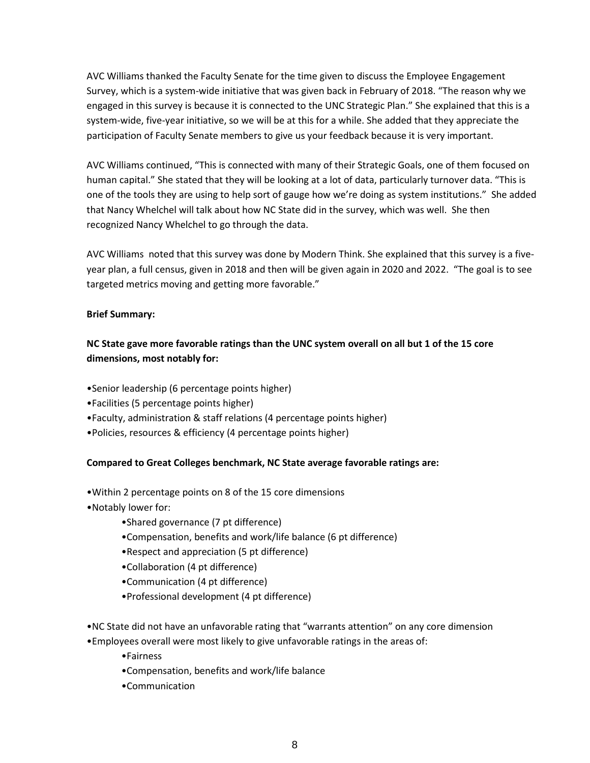AVC Williams thanked the Faculty Senate for the time given to discuss the Employee Engagement Survey, which is a system-wide initiative that was given back in February of 2018. "The reason why we engaged in this survey is because it is connected to the UNC Strategic Plan." She explained that this is a system-wide, five-year initiative, so we will be at this for a while. She added that they appreciate the participation of Faculty Senate members to give us your feedback because it is very important.

AVC Williams continued, "This is connected with many of their Strategic Goals, one of them focused on human capital." She stated that they will be looking at a lot of data, particularly turnover data. "This is one of the tools they are using to help sort of gauge how we're doing as system institutions." She added that Nancy Whelchel will talk about how NC State did in the survey, which was well. She then recognized Nancy Whelchel to go through the data.

AVC Williams noted that this survey was done by Modern Think. She explained that this survey is a five-year plan, a full census, given in 2018 and then will be given again in 2020 and 2022. "The goal is to see targeted metrics moving and getting more favorable."

**Brief Summary:**

**NC State gave more favorable ratings than the UNC system overall on all but 1 of the 15 core dimensions, most notably for:**

- Senior leadership (6 percentage points higher)
- Facilities (5 percentage points higher)
- Faculty, administration & staff relations (4 percentage points higher)
- Policies, resources & efficiency (4 percentage points higher)

**Compared to Great Colleges benchmark, NC State average favorable ratings are:**

- Within 2 percentage points on 8 of the 15 core dimensions
- Notably lower for:
  - Shared governance (7 pt difference)
  - Compensation, benefits and work/life balance (6 pt difference)
  - Respect and appreciation (5 pt difference)
  - Collaboration (4 pt difference)
  - Communication (4 pt difference)
  - Professional development (4 pt difference)

- NC State did not have an unfavorable rating that "warrants attention" on any core dimension
- Employees overall were most likely to give unfavorable ratings in the areas of:
  - Fairness
  - Compensation, benefits and work/life balance
  - Communication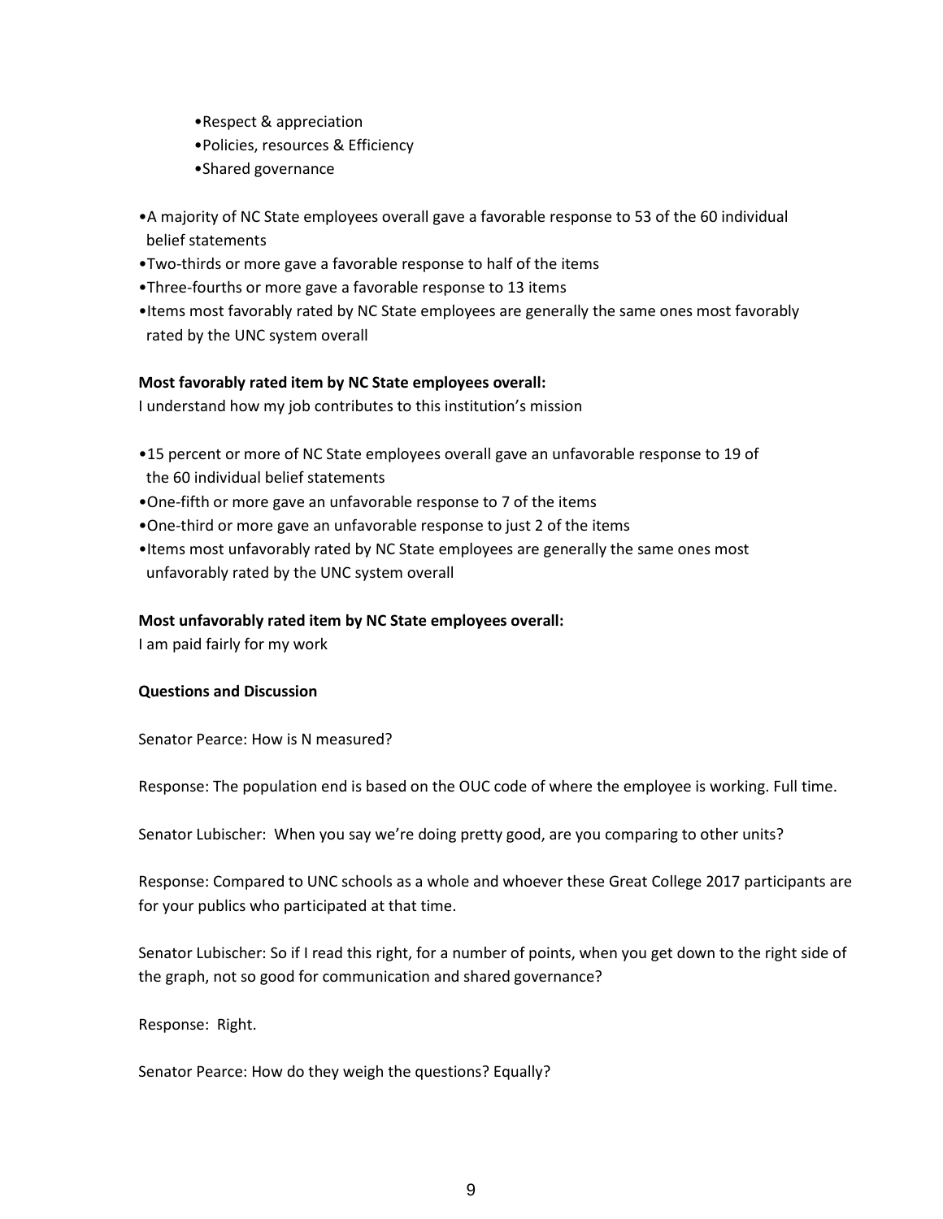- Respect & appreciation
- Policies, resources & Efficiency
- Shared governance

- A majority of NC State employees overall gave a favorable response to 53 of the 60 individual belief statements
- Two-thirds or more gave a favorable response to half of the items
- Three-fourths or more gave a favorable response to 13 items
- Items most favorably rated by NC State employees are generally the same ones most favorably rated by the UNC system overall

**Most favorably rated item by NC State employees overall:**
I understand how my job contributes to this institution's mission

- 15 percent or more of NC State employees overall gave an unfavorable response to 19 of the 60 individual belief statements
- One-fifth or more gave an unfavorable response to 7 of the items
- One-third or more gave an unfavorable response to just 2 of the items
- Items most unfavorably rated by NC State employees are generally the same ones most unfavorably rated by the UNC system overall

**Most unfavorably rated item by NC State employees overall:**
I am paid fairly for my work

**Questions and Discussion**

Senator Pearce: How is N measured?

Response: The population end is based on the OUC code of where the employee is working. Full time.

Senator Lubischer: When you say we're doing pretty good, are you comparing to other units?

Response: Compared to UNC schools as a whole and whoever these Great College 2017 participants are for your publics who participated at that time.

Senator Lubischer: So if I read this right, for a number of points, when you get down to the right side of the graph, not so good for communication and shared governance?

Response: Right.

Senator Pearce: How do they weigh the questions? Equally?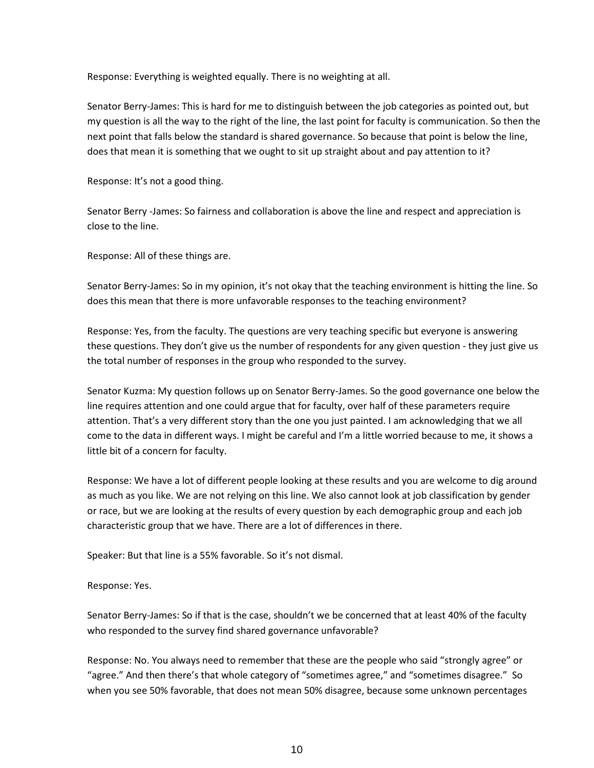Response: Everything is weighted equally. There is no weighting at all.

Senator Berry-James: This is hard for me to distinguish between the job categories as pointed out, but my question is all the way to the right of the line, the last point for faculty is communication. So then the next point that falls below the standard is shared governance. So because that point is below the line, does that mean it is something that we ought to sit up straight about and pay attention to it?

Response: It's not a good thing.

Senator Berry -James: So fairness and collaboration is above the line and respect and appreciation is close to the line.

Response: All of these things are.

Senator Berry-James: So in my opinion, it's not okay that the teaching environment is hitting the line. So does this mean that there is more unfavorable responses to the teaching environment?

Response: Yes, from the faculty. The questions are very teaching specific but everyone is answering these questions. They don't give us the number of respondents for any given question - they just give us the total number of responses in the group who responded to the survey.

Senator Kuzma: My question follows up on Senator Berry-James. So the good governance one below the line requires attention and one could argue that for faculty, over half of these parameters require attention. That's a very different story than the one you just painted. I am acknowledging that we all come to the data in different ways. I might be careful and I'm a little worried because to me, it shows a little bit of a concern for faculty.

Response: We have a lot of different people looking at these results and you are welcome to dig around as much as you like. We are not relying on this line. We also cannot look at job classification by gender or race, but we are looking at the results of every question by each demographic group and each job characteristic group that we have. There are a lot of differences in there.

Speaker: But that line is a 55% favorable. So it's not dismal.

Response: Yes.

Senator Berry-James: So if that is the case, shouldn't we be concerned that at least 40% of the faculty who responded to the survey find shared governance unfavorable?

Response: No. You always need to remember that these are the people who said "strongly agree" or "agree." And then there's that whole category of "sometimes agree," and "sometimes disagree." So when you see 50% favorable, that does not mean 50% disagree, because some unknown percentages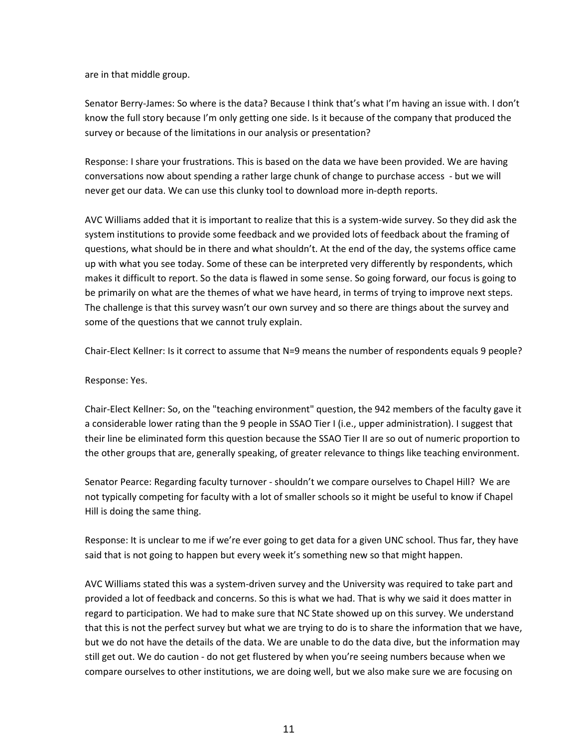are in that middle group.

Senator Berry-James: So where is the data? Because I think that's what I'm having an issue with. I don't know the full story because I'm only getting one side. Is it because of the company that produced the survey or because of the limitations in our analysis or presentation?

Response: I share your frustrations. This is based on the data we have been provided. We are having conversations now about spending a rather large chunk of change to purchase access  - but we will never get our data. We can use this clunky tool to download more in-depth reports.

AVC Williams added that it is important to realize that this is a system-wide survey. So they did ask the system institutions to provide some feedback and we provided lots of feedback about the framing of questions, what should be in there and what shouldn't. At the end of the day, the systems office came up with what you see today. Some of these can be interpreted very differently by respondents, which makes it difficult to report. So the data is flawed in some sense. So going forward, our focus is going to be primarily on what are the themes of what we have heard, in terms of trying to improve next steps. The challenge is that this survey wasn't our own survey and so there are things about the survey and some of the questions that we cannot truly explain.

Chair-Elect Kellner: Is it correct to assume that N=9 means the number of respondents equals 9 people?

Response: Yes.

Chair-Elect Kellner: So, on the "teaching environment" question, the 942 members of the faculty gave it a considerable lower rating than the 9 people in SSAO Tier I (i.e., upper administration). I suggest that their line be eliminated form this question because the SSAO Tier II are so out of numeric proportion to the other groups that are, generally speaking, of greater relevance to things like teaching environment.

Senator Pearce: Regarding faculty turnover - shouldn't we compare ourselves to Chapel Hill? We are not typically competing for faculty with a lot of smaller schools so it might be useful to know if Chapel Hill is doing the same thing.

Response: It is unclear to me if we're ever going to get data for a given UNC school. Thus far, they have said that is not going to happen but every week it's something new so that might happen.

AVC Williams stated this was a system-driven survey and the University was required to take part and provided a lot of feedback and concerns. So this is what we had. That is why we said it does matter in regard to participation. We had to make sure that NC State showed up on this survey. We understand that this is not the perfect survey but what we are trying to do is to share the information that we have, but we do not have the details of the data. We are unable to do the data dive, but the information may still get out. We do caution - do not get flustered by when you're seeing numbers because when we compare ourselves to other institutions, we are doing well, but we also make sure we are focusing on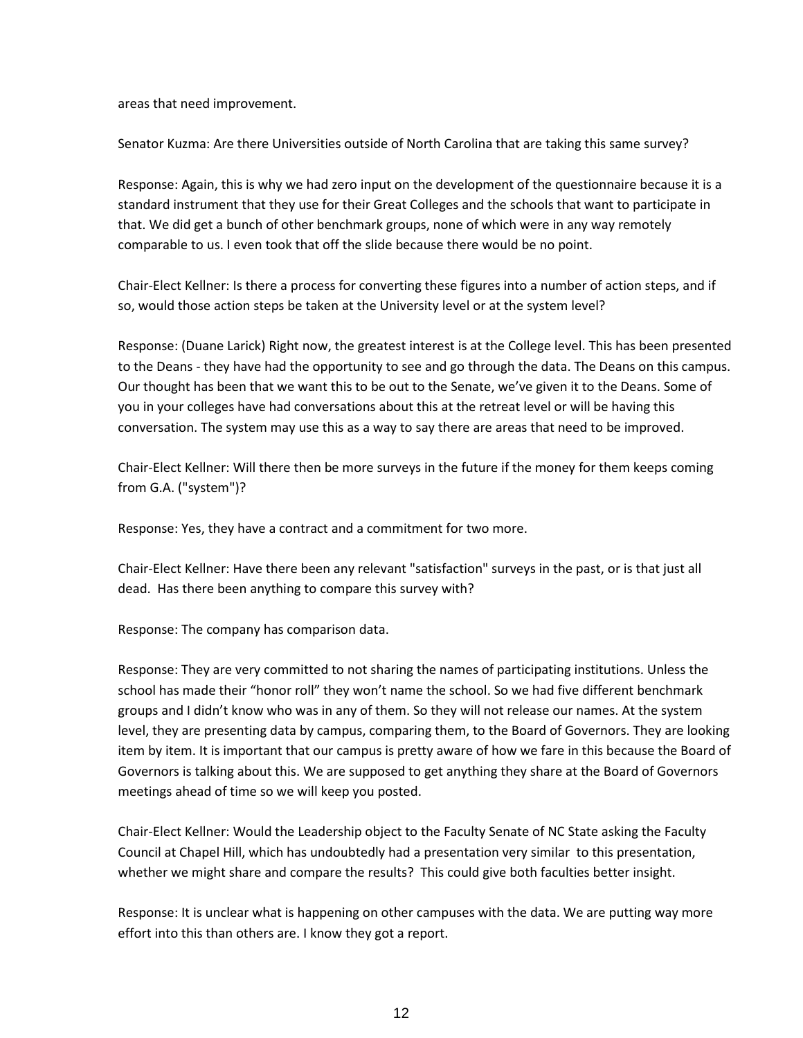areas that need improvement.

Senator Kuzma: Are there Universities outside of North Carolina that are taking this same survey?

Response: Again, this is why we had zero input on the development of the questionnaire because it is a standard instrument that they use for their Great Colleges and the schools that want to participate in that. We did get a bunch of other benchmark groups, none of which were in any way remotely comparable to us. I even took that off the slide because there would be no point.

Chair-Elect Kellner: Is there a process for converting these figures into a number of action steps, and if so, would those action steps be taken at the University level or at the system level?

Response: (Duane Larick) Right now, the greatest interest is at the College level. This has been presented to the Deans - they have had the opportunity to see and go through the data. The Deans on this campus. Our thought has been that we want this to be out to the Senate, we've given it to the Deans. Some of you in your colleges have had conversations about this at the retreat level or will be having this conversation. The system may use this as a way to say there are areas that need to be improved.

Chair-Elect Kellner: Will there then be more surveys in the future if the money for them keeps coming from G.A. ("system")?

Response: Yes, they have a contract and a commitment for two more.

Chair-Elect Kellner: Have there been any relevant "satisfaction" surveys in the past, or is that just all dead. Has there been anything to compare this survey with?

Response: The company has comparison data.

Response: They are very committed to not sharing the names of participating institutions. Unless the school has made their "honor roll" they won't name the school. So we had five different benchmark groups and I didn't know who was in any of them. So they will not release our names. At the system level, they are presenting data by campus, comparing them, to the Board of Governors. They are looking item by item. It is important that our campus is pretty aware of how we fare in this because the Board of Governors is talking about this. We are supposed to get anything they share at the Board of Governors meetings ahead of time so we will keep you posted.

Chair-Elect Kellner: Would the Leadership object to the Faculty Senate of NC State asking the Faculty Council at Chapel Hill, which has undoubtedly had a presentation very similar to this presentation, whether we might share and compare the results? This could give both faculties better insight.

Response: It is unclear what is happening on other campuses with the data. We are putting way more effort into this than others are. I know they got a report.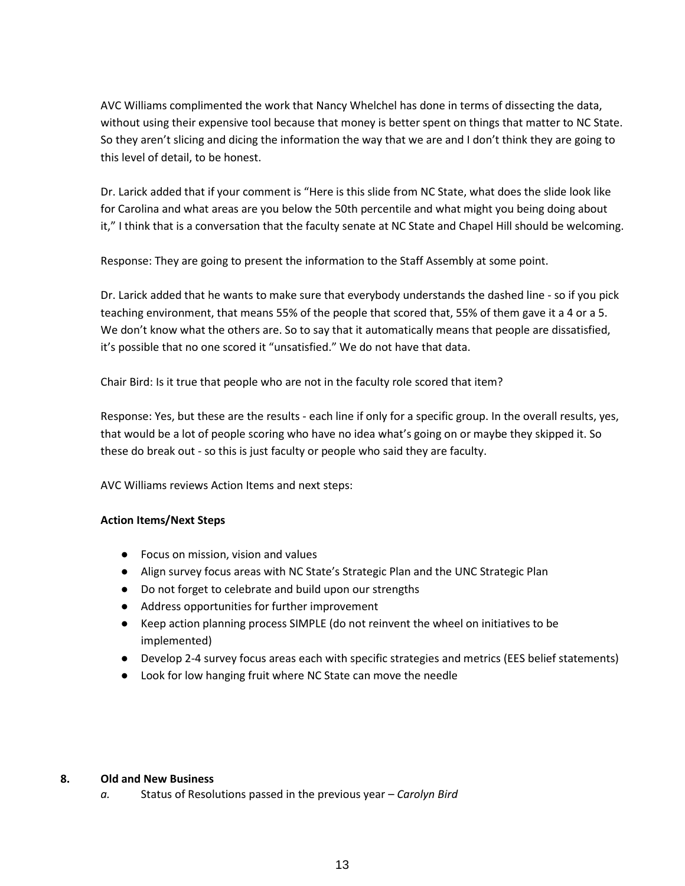AVC Williams complimented the work that Nancy Whelchel has done in terms of dissecting the data, without using their expensive tool because that money is better spent on things that matter to NC State. So they aren't slicing and dicing the information the way that we are and I don't think they are going to this level of detail, to be honest.

Dr. Larick added that if your comment is "Here is this slide from NC State, what does the slide look like for Carolina and what areas are you below the 50th percentile and what might you being doing about it," I think that is a conversation that the faculty senate at NC State and Chapel Hill should be welcoming.

Response: They are going to present the information to the Staff Assembly at some point.

Dr. Larick added that he wants to make sure that everybody understands the dashed line - so if you pick teaching environment, that means 55% of the people that scored that, 55% of them gave it a 4 or a 5. We don't know what the others are. So to say that it automatically means that people are dissatisfied, it's possible that no one scored it "unsatisfied." We do not have that data.

Chair Bird: Is it true that people who are not in the faculty role scored that item?

Response: Yes, but these are the results - each line if only for a specific group. In the overall results, yes, that would be a lot of people scoring who have no idea what's going on or maybe they skipped it. So these do break out - so this is just faculty or people who said they are faculty.

AVC Williams reviews Action Items and next steps:

**Action Items/Next Steps**

- Focus on mission, vision and values
- Align survey focus areas with NC State's Strategic Plan and the UNC Strategic Plan
- Do not forget to celebrate and build upon our strengths
- Address opportunities for further improvement
- Keep action planning process SIMPLE (do not reinvent the wheel on initiatives to be implemented)
- Develop 2-4 survey focus areas each with specific strategies and metrics (EES belief statements)
- Look for low hanging fruit where NC State can move the needle

**8. Old and New Business**

*a.* Status of Resolutions passed in the previous year – *Carolyn Bird*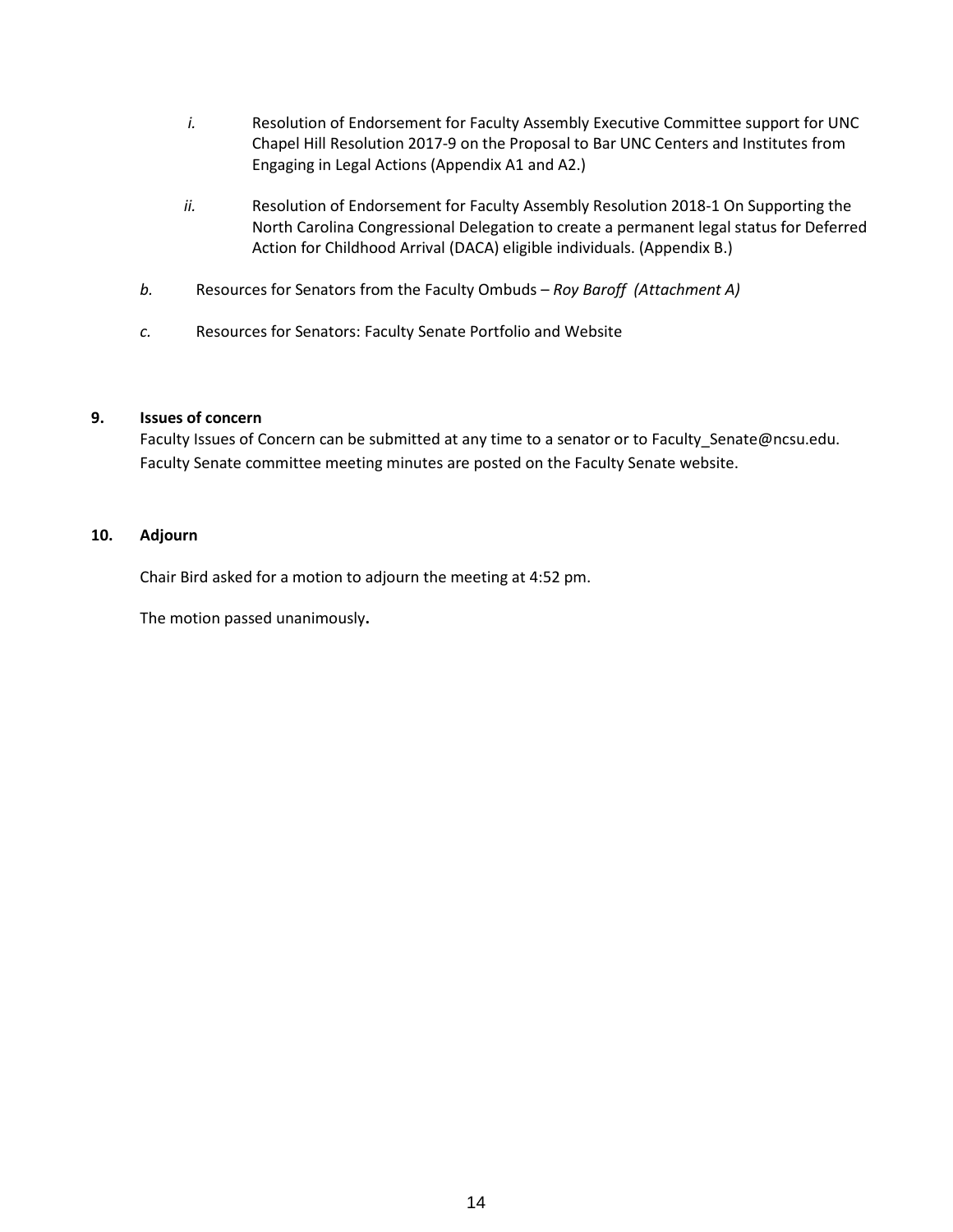*i.* Resolution of Endorsement for Faculty Assembly Executive Committee support for UNC Chapel Hill Resolution 2017-9 on the Proposal to Bar UNC Centers and Institutes from Engaging in Legal Actions (Appendix A1 and A2.)

*ii.* Resolution of Endorsement for Faculty Assembly Resolution 2018-1 On Supporting the North Carolina Congressional Delegation to create a permanent legal status for Deferred Action for Childhood Arrival (DACA) eligible individuals. (Appendix B.)

*b.* Resources for Senators from the Faculty Ombuds – *Roy Baroff (Attachment A)*

*c.* Resources for Senators: Faculty Senate Portfolio and Website

**9. Issues of concern**

Faculty Issues of Concern can be submitted at any time to a senator or to Faculty_Senate@ncsu.edu. Faculty Senate committee meeting minutes are posted on the Faculty Senate website.

**10. Adjourn**

Chair Bird asked for a motion to adjourn the meeting at 4:52 pm.

The motion passed unanimously**.**